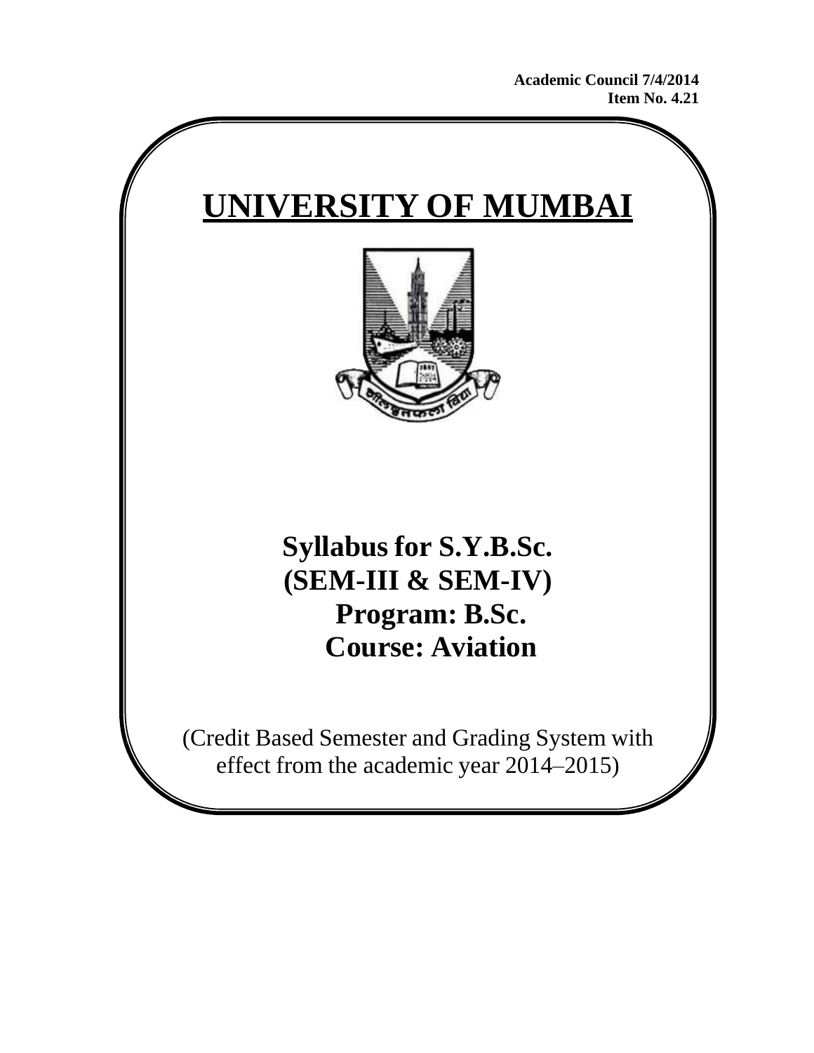**Academic Council 7/4/2014**
**Item No. 4.21**

# UNIVERSITY OF MUMBAI

## Syllabus for S.Y.B.Sc.
## (SEM-III & SEM-IV)
## Program: B.Sc.
## Course: Aviation

(Credit Based Semester and Grading System with effect from the academic year 2014–2015)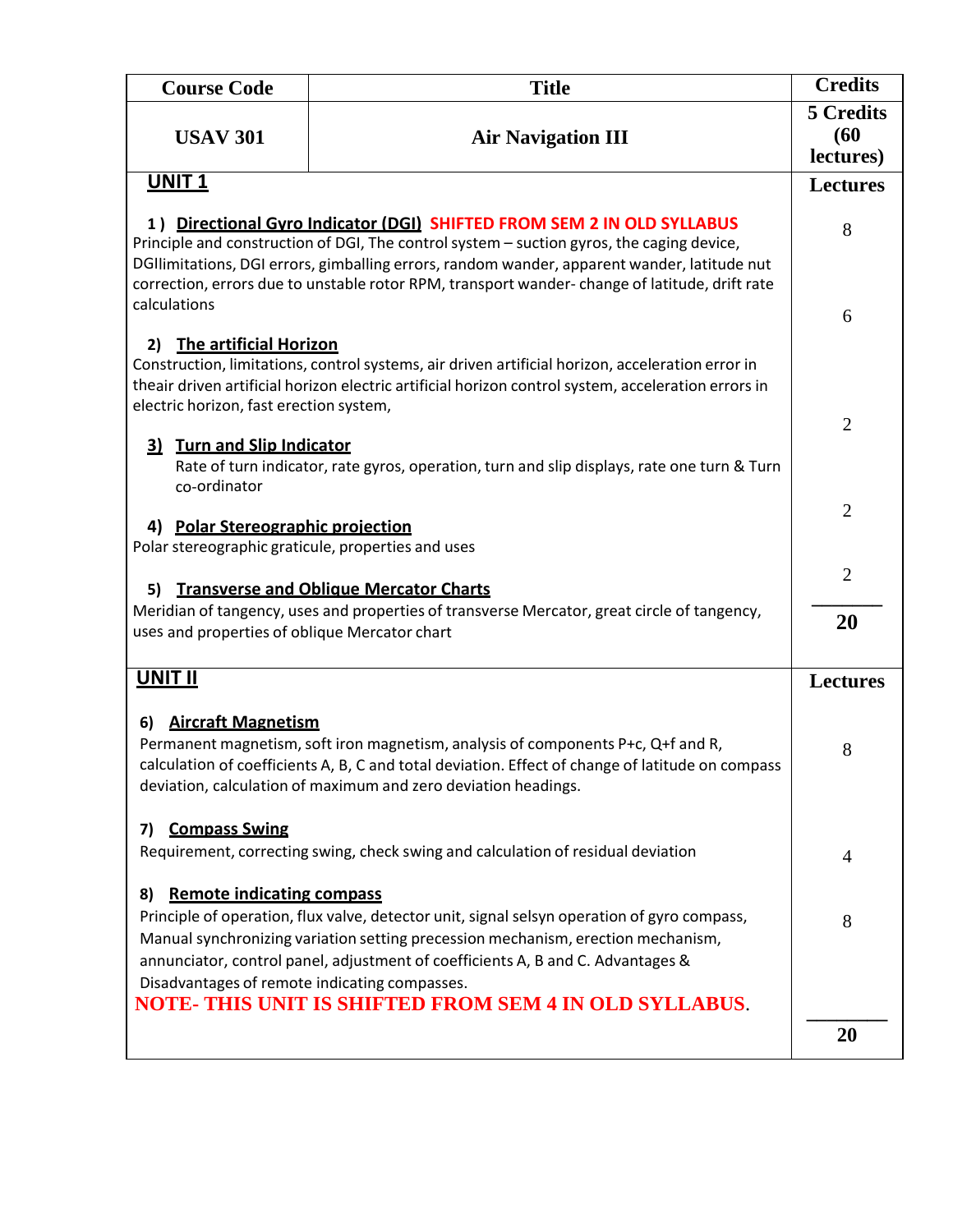| Course Code | Title | Credits |
|---|---|---|
| **USAV 301** | **Air Navigation III** | **5 Credits (60 lectures)** |

| **UNIT 1** | **Lectures** |
|---|---|
| **1 ) Directional Gyro Indicator (DGI) SHIFTED FROM SEM 2 IN OLD SYLLABUS**<br>Principle and construction of DGI, The control system – suction gyros, the caging device, DGIlimitations, DGI errors, gimballing errors, random wander, apparent wander, latitude nut correction, errors due to unstable rotor RPM, transport wander- change of latitude, drift rate calculations | 8 |
| **2) The artificial Horizon**<br>Construction, limitations, control systems, air driven artificial horizon, acceleration error in theair driven artificial horizon electric artificial horizon control system, acceleration errors in electric horizon, fast erection system, | 6 |
| **3) Turn and Slip Indicator**<br>Rate of turn indicator, rate gyros, operation, turn and slip displays, rate one turn & Turn co-ordinator | 2 |
| **4) Polar Stereographic projection**<br>Polar stereographic graticule, properties and uses | 2 |
| **5) Transverse and Oblique Mercator Charts**<br>Meridian of tangency, uses and properties of transverse Mercator, great circle of tangency, uses and properties of oblique Mercator chart | 2 |
| | **20** |

| **UNIT II** | **Lectures** |
|---|---|
| **6) Aircraft Magnetism**<br>Permanent magnetism, soft iron magnetism, analysis of components P+c, Q+f and R, calculation of coefficients A, B, C and total deviation. Effect of change of latitude on compass deviation, calculation of maximum and zero deviation headings. | 8 |
| **7) Compass Swing**<br>Requirement, correcting swing, check swing and calculation of residual deviation | 4 |
| **8) Remote indicating compass**<br>Principle of operation, flux valve, detector unit, signal selsyn operation of gyro compass, Manual synchronizing variation setting precession mechanism, erection mechanism, annunciator, control panel, adjustment of coefficients A, B and C. Advantages & Disadvantages of remote indicating compasses.<br>**NOTE- THIS UNIT IS SHIFTED FROM SEM 4 IN OLD SYLLABUS.** | 8 |
| | **20** |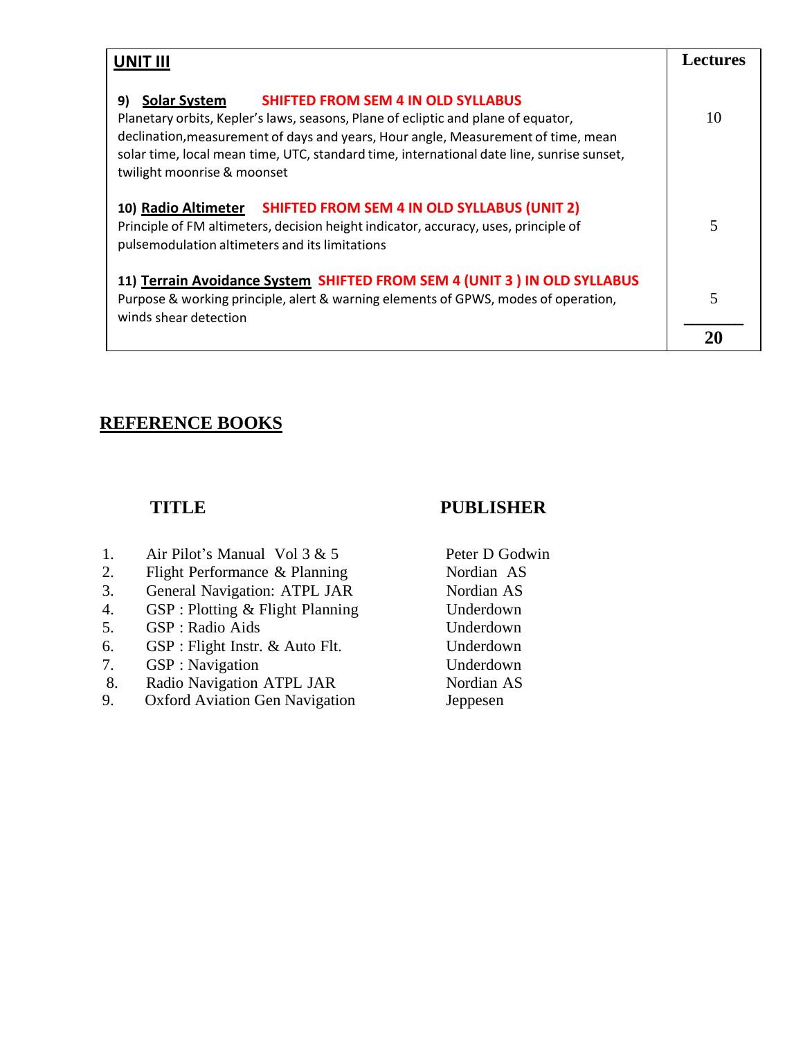| **UNIT III** | **Lectures** |
|---|---|
| 9) **Solar System** **SHIFTED FROM SEM 4 IN OLD SYLLABUS**<br>Planetary orbits, Kepler's laws, seasons, Plane of ecliptic and plane of equator, declination,measurement of days and years, Hour angle, Measurement of time, mean solar time, local mean time, UTC, standard time, international date line, sunrise sunset, twilight moonrise & moonset | 10 |
| 10) **Radio Altimeter** **SHIFTED FROM SEM 4 IN OLD SYLLABUS (UNIT 2)**<br>Principle of FM altimeters, decision height indicator, accuracy, uses, principle of pulsemodulation altimeters and its limitations | 5 |
| 11) **Terrain Avoidance System** **SHIFTED FROM SEM 4 (UNIT 3 ) IN OLD SYLLABUS**<br>Purpose & working principle, alert & warning elements of GPWS, modes of operation, winds shear detection | 5 |
| | **20** |

## REFERENCE BOOKS

| | **TITLE** | **PUBLISHER** |
|---|---|---|
| 1. | Air Pilot's Manual Vol 3 & 5 | Peter D Godwin |
| 2. | Flight Performance & Planning | Nordian AS |
| 3. | General Navigation: ATPL JAR | Nordian AS |
| 4. | GSP : Plotting & Flight Planning | Underdown |
| 5. | GSP : Radio Aids | Underdown |
| 6. | GSP : Flight Instr. & Auto Flt. | Underdown |
| 7. | GSP : Navigation | Underdown |
| 8. | Radio Navigation ATPL JAR | Nordian AS |
| 9. | Oxford Aviation Gen Navigation | Jeppesen |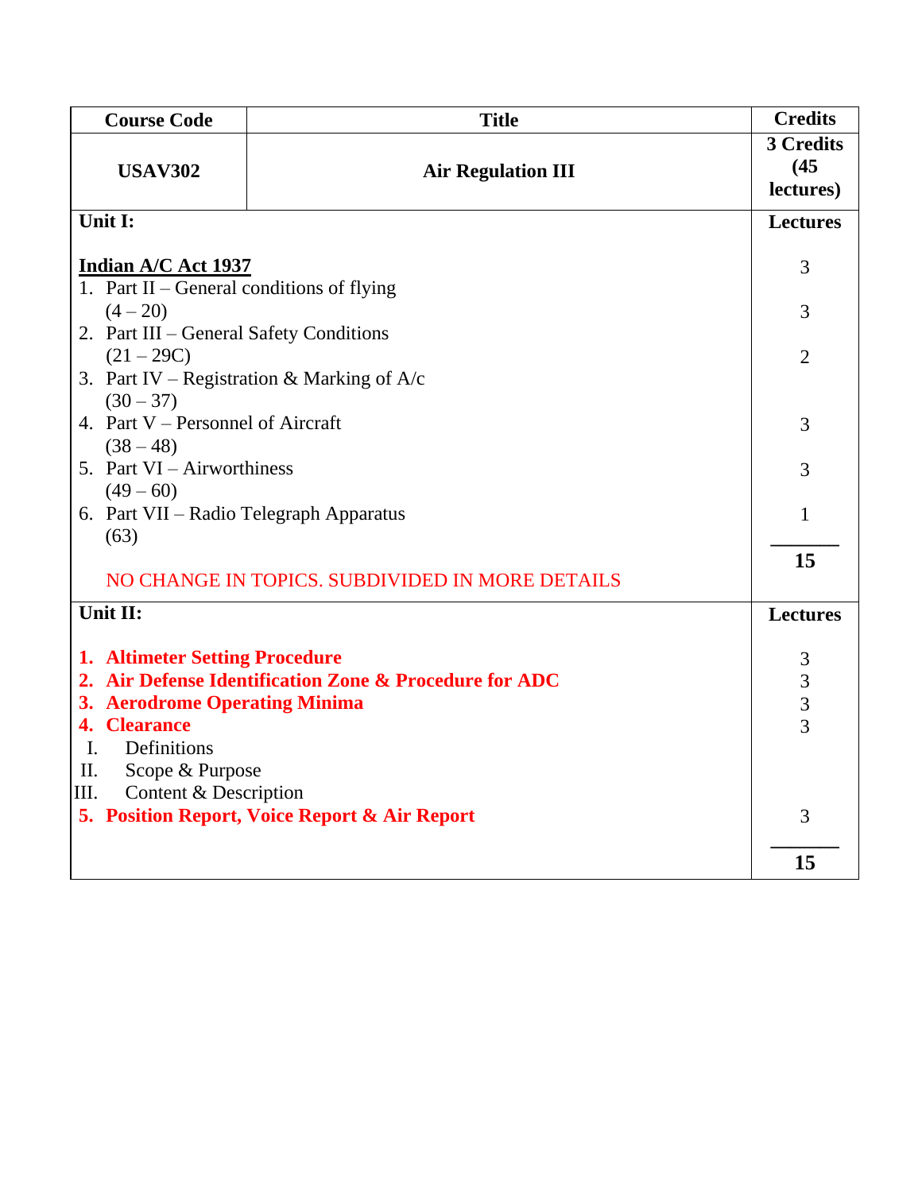| Course Code | Title | Credits |
|---|---|---|
| **USAV302** | **Air Regulation III** | **3 Credits (45 lectures)** |
| **Unit I:**<br><br>**<u>Indian A/C Act 1937</u>**<br>1. Part II – General conditions of flying (4 – 20)<br>2. Part III – General Safety Conditions (21 – 29C)<br>3. Part IV – Registration & Marking of A/c (30 – 37)<br>4. Part V – Personnel of Aircraft (38 – 48)<br>5. Part VI – Airworthiness (49 – 60)<br>6. Part VII – Radio Telegraph Apparatus (63)<br><br>NO CHANGE IN TOPICS. SUBDIVIDED IN MORE DETAILS | | **Lectures**<br><br>3<br>3<br>2<br>3<br>3<br>1<br>**15** |
| **Unit II:**<br><br>**1. Altimeter Setting Procedure**<br>**2. Air Defense Identification Zone & Procedure for ADC**<br>**3. Aerodrome Operating Minima**<br>**4. Clearance**<br>I. Definitions<br>II. Scope & Purpose<br>III. Content & Description<br>**5. Position Report, Voice Report & Air Report** | | **Lectures**<br><br>3<br>3<br>3<br>3<br>3<br>**15** |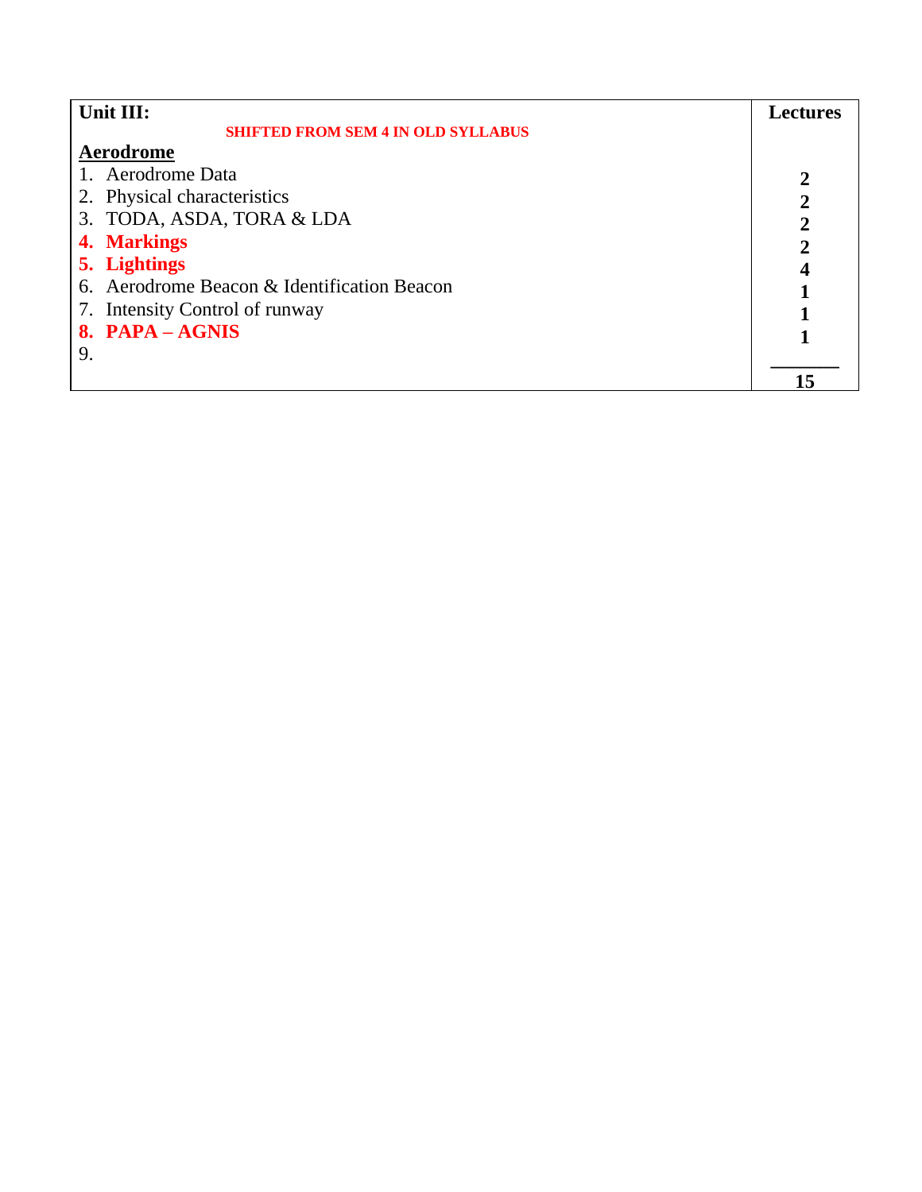| Unit III: SHIFTED FROM SEM 4 IN OLD SYLLABUS **Aerodrome** | Lectures |
|---|---|
| 1. Aerodrome Data | **2** |
| 2. Physical characteristics | **2** |
| 3. TODA, ASDA, TORA & LDA | **2** |
| **4. Markings** | **2** |
| **5. Lightings** | **4** |
| 6. Aerodrome Beacon & Identification Beacon | **1** |
| 7. Intensity Control of runway | **1** |
| **8. PAPA – AGNIS** | **1** |
| 9. | |
| | **15** |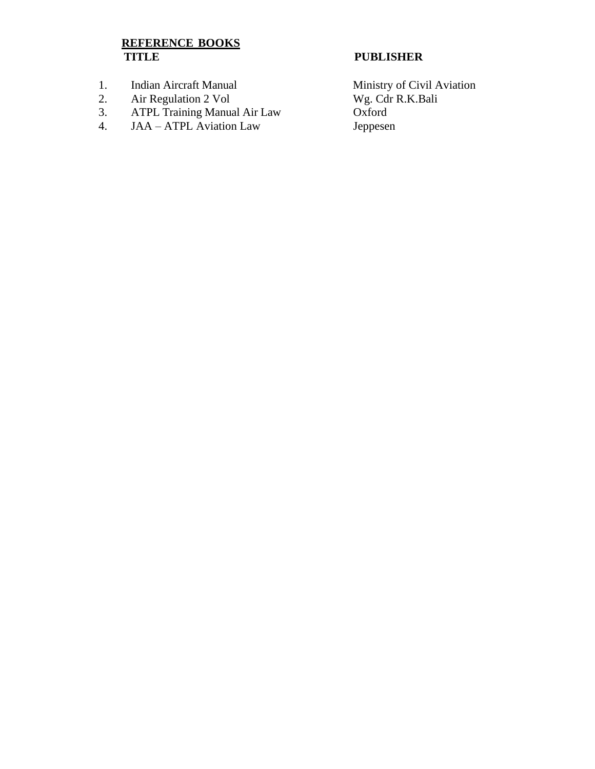## REFERENCE BOOKS

| | TITLE | PUBLISHER |
|---|---|---|
| 1. | Indian Aircraft Manual | Ministry of Civil Aviation |
| 2. | Air Regulation 2 Vol | Wg. Cdr R.K.Bali |
| 3. | ATPL Training Manual Air Law | Oxford |
| 4. | JAA – ATPL Aviation Law | Jeppesen |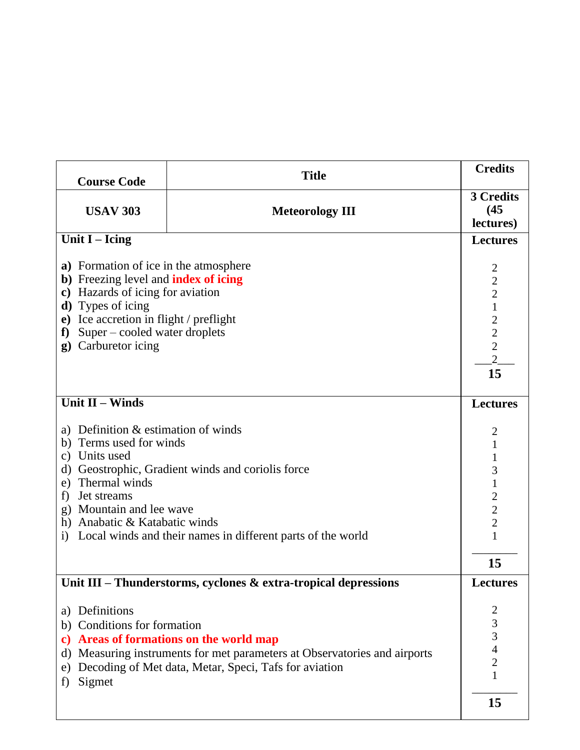| Course Code | Title | Credits |
|---|---|---|
| USAV 303 | Meteorology III | 3 Credits (45 lectures) |

| Unit I – Icing | Lectures |
|---|---|
| **a)** Formation of ice in the atmosphere | 2 |
| **b)** Freezing level and **index of icing** | 2 |
| **c)** Hazards of icing for aviation | 2 |
| **d)** Types of icing | 1 |
| **e)** Ice accretion in flight / preflight | 2 |
| **f)** Super – cooled water droplets | 2 |
| **g)** Carburetor icing | 2 |
| | 2 |
| | **15** |

| Unit II – Winds | Lectures |
|---|---|
| a) Definition & estimation of winds | 2 |
| b) Terms used for winds | 1 |
| c) Units used | 1 |
| d) Geostrophic, Gradient winds and coriolis force | 3 |
| e) Thermal winds | 1 |
| f) Jet streams | 2 |
| g) Mountain and lee wave | 2 |
| h) Anabatic & Katabatic winds | 2 |
| i) Local winds and their names in different parts of the world | 1 |
| | **15** |

| Unit III – Thunderstorms, cyclones & extra-tropical depressions | Lectures |
|---|---|
| a) Definitions | 2 |
| b) Conditions for formation | 3 |
| **c) Areas of formations on the world map** | 3 |
| d) Measuring instruments for met parameters at Observatories and airports | 4 |
| e) Decoding of Met data, Metar, Speci, Tafs for aviation | 2 |
| f) Sigmet | 1 |
| | **15** |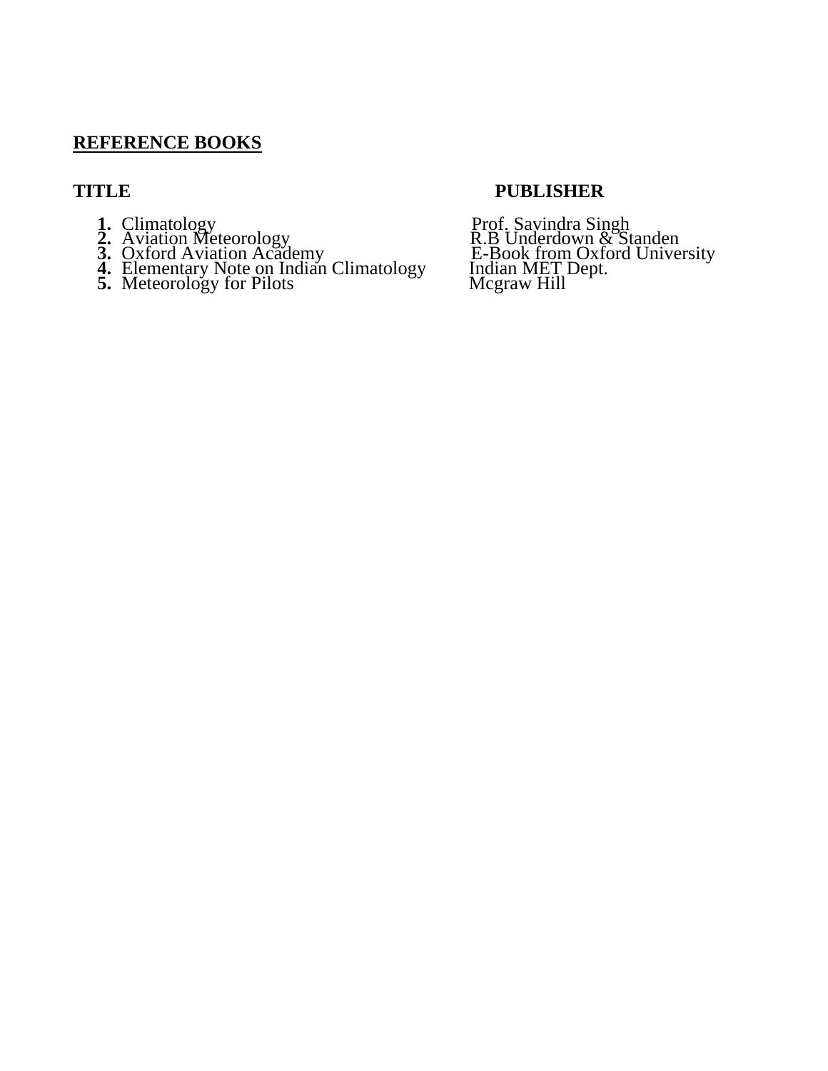## REFERENCE BOOKS

| TITLE | PUBLISHER |
|---|---|
| **1.** Climatology | Prof. Savindra Singh |
| **2.** Aviation Meteorology | R.B Underdown & Standen |
| **3.** Oxford Aviation Academy | E-Book from Oxford University |
| **4.** Elementary Note on Indian Climatology | Indian MET Dept. |
| **5.** Meteorology for Pilots | Mcgraw Hill |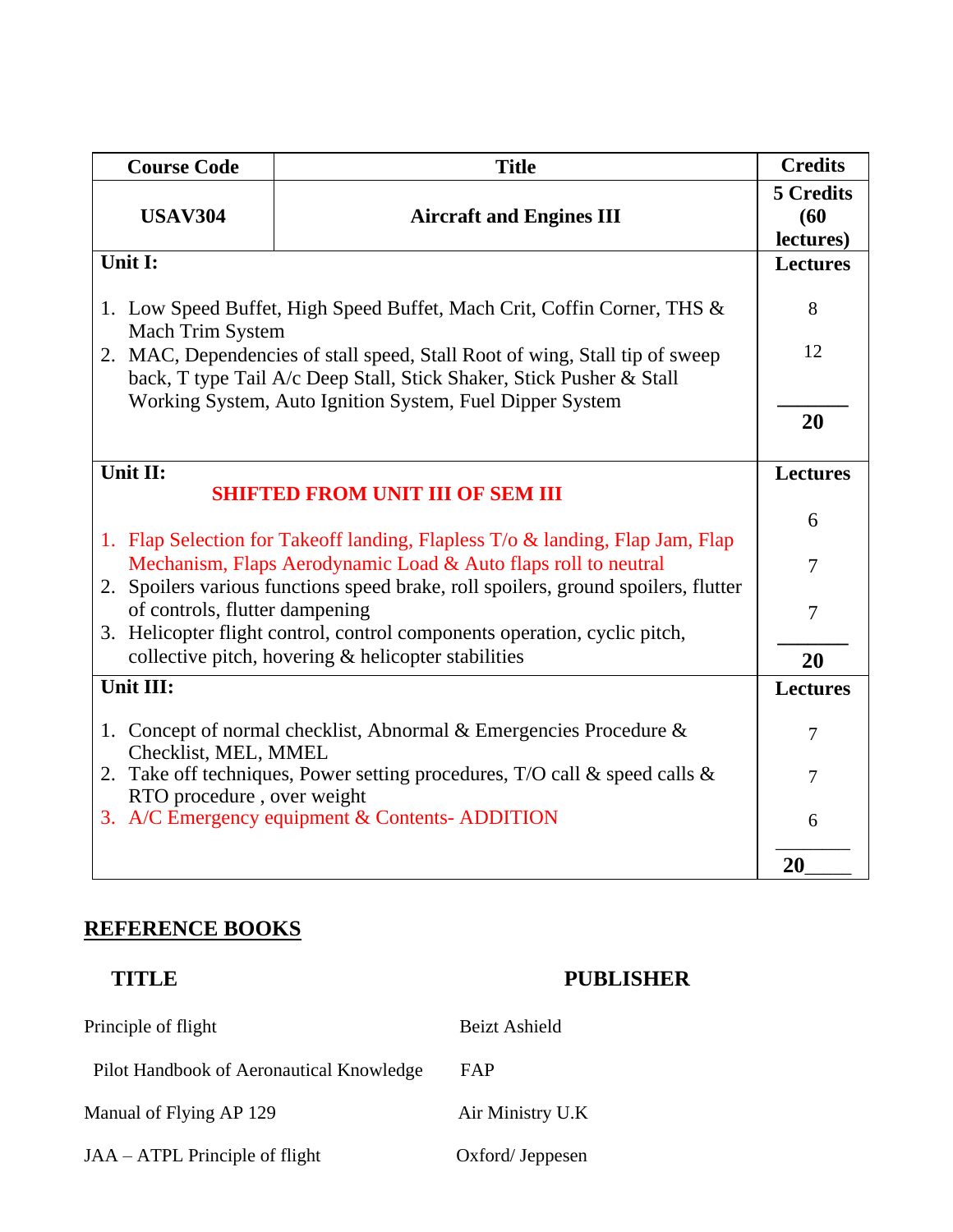| Course Code | Title | Credits |
| --- | --- | --- |
| **USAV304** | **Aircraft and Engines III** | **5 Credits (60 lectures)** |
| **Unit I:** | | **Lectures** |
| 1. Low Speed Buffet, High Speed Buffet, Mach Crit, Coffin Corner, THS & Mach Trim System | | 8 |
| 2. MAC, Dependencies of stall speed, Stall Root of wing, Stall tip of sweep back, T type Tail A/c Deep Stall, Stick Shaker, Stick Pusher & Stall Working System, Auto Ignition System, Fuel Dipper System | | 12 |
| | | **20** |
| **Unit II:** **SHIFTED FROM UNIT III OF SEM III** | | **Lectures** |
| 1. Flap Selection for Takeoff landing, Flapless T/o & landing, Flap Jam, Flap Mechanism, Flaps Aerodynamic Load & Auto flaps roll to neutral | | 6 |
| 2. Spoilers various functions speed brake, roll spoilers, ground spoilers, flutter of controls, flutter dampening | | 7 |
| 3. Helicopter flight control, control components operation, cyclic pitch, collective pitch, hovering & helicopter stabilities | | 7 |
| | | **20** |
| **Unit III:** | | **Lectures** |
| 1. Concept of normal checklist, Abnormal & Emergencies Procedure & Checklist, MEL, MMEL | | 7 |
| 2. Take off techniques, Power setting procedures, T/O call & speed calls & RTO procedure , over weight | | 7 |
| 3. A/C Emergency equipment & Contents- ADDITION | | 6 |
| | | **20** |

## REFERENCE BOOKS

| **TITLE** | **PUBLISHER** |
| --- | --- |
| Principle of flight | Beizt Ashield |
| Pilot Handbook of Aeronautical Knowledge | FAP |
| Manual of Flying AP 129 | Air Ministry U.K |
| JAA – ATPL Principle of flight | Oxford/ Jeppesen |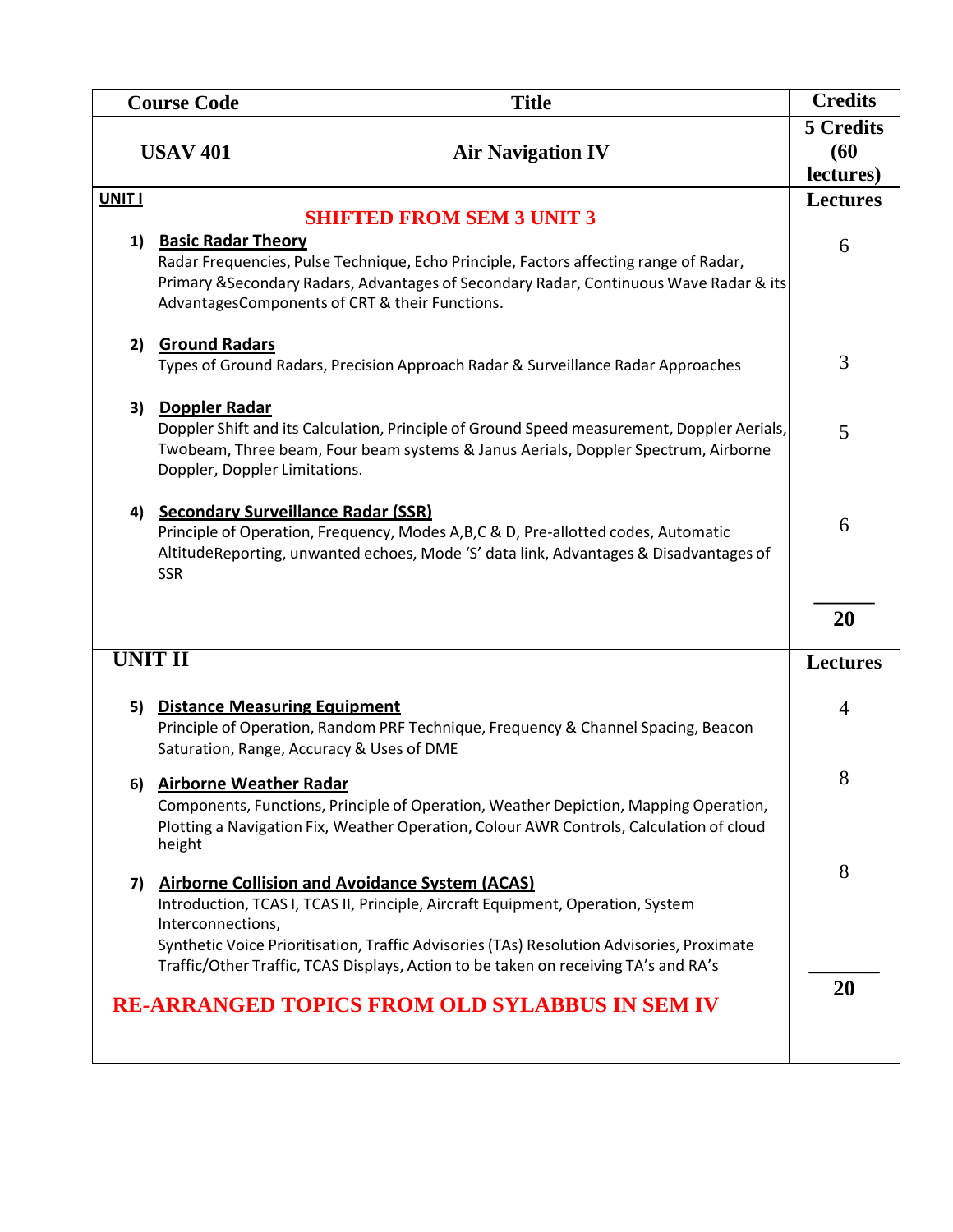| Course Code | Title | Credits |
|---|---|---|
| USAV 401 | Air Navigation IV | 5 Credits (60 lectures) |

**UNIT I** — Lectures

**SHIFTED FROM SEM 3 UNIT 3**

1) **Basic Radar Theory** — 6

Radar Frequencies, Pulse Technique, Echo Principle, Factors affecting range of Radar, Primary &Secondary Radars, Advantages of Secondary Radar, Continuous Wave Radar & its AdvantagesComponents of CRT & their Functions.

2) **Ground Radars** — 3

Types of Ground Radars, Precision Approach Radar & Surveillance Radar Approaches

3) **Doppler Radar** — 5

Doppler Shift and its Calculation, Principle of Ground Speed measurement, Doppler Aerials, Twobeam, Three beam, Four beam systems & Janus Aerials, Doppler Spectrum, Airborne Doppler, Doppler Limitations.

4) **Secondary Surveillance Radar (SSR)** — 6

Principle of Operation, Frequency, Modes A,B,C & D, Pre-allotted codes, Automatic AltitudeReporting, unwanted echoes, Mode 'S' data link, Advantages & Disadvantages of SSR

Total: **20**

**UNIT II** — Lectures

5) **Distance Measuring Equipment** — 4

Principle of Operation, Random PRF Technique, Frequency & Channel Spacing, Beacon Saturation, Range, Accuracy & Uses of DME

6) **Airborne Weather Radar** — 8

Components, Functions, Principle of Operation, Weather Depiction, Mapping Operation, Plotting a Navigation Fix, Weather Operation, Colour AWR Controls, Calculation of cloud height

7) **Airborne Collision and Avoidance System (ACAS)** — 8

Introduction, TCAS I, TCAS II, Principle, Aircraft Equipment, Operation, System Interconnections,
Synthetic Voice Prioritisation, Traffic Advisories (TAs) Resolution Advisories, Proximate Traffic/Other Traffic, TCAS Displays, Action to be taken on receiving TA's and RA's

Total: **20**

**RE-ARRANGED TOPICS FROM OLD SYLABBUS IN SEM IV**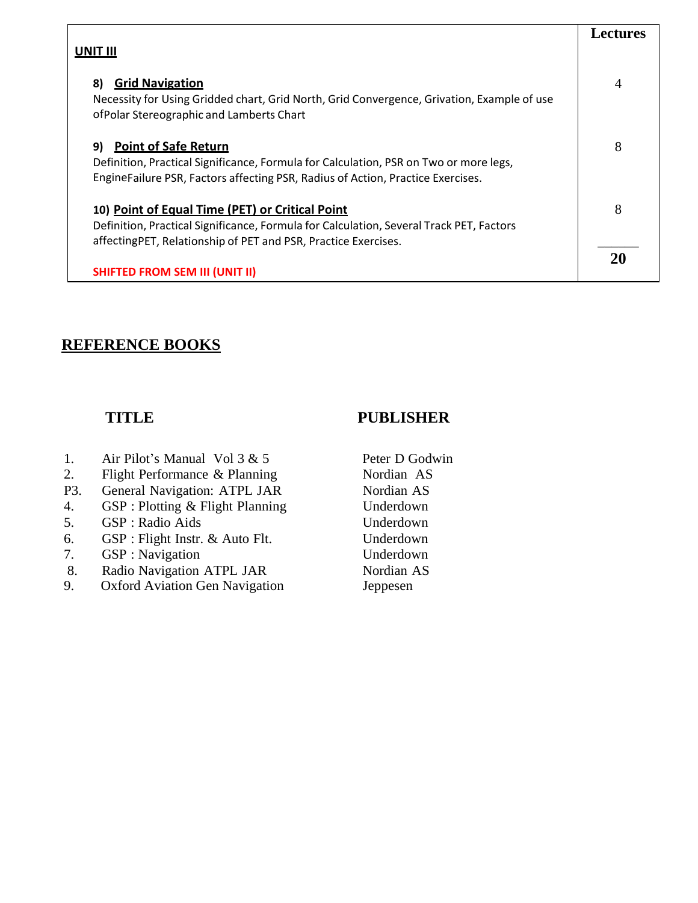| UNIT III | Lectures |
|---|---|
| **8) Grid Navigation**<br>Necessity for Using Gridded chart, Grid North, Grid Convergence, Grivation, Example of use ofPolar Stereographic and Lamberts Chart | 4 |
| **9) Point of Safe Return**<br>Definition, Practical Significance, Formula for Calculation, PSR on Two or more legs, EngineFailure PSR, Factors affecting PSR, Radius of Action, Practice Exercises. | 8 |
| **10) Point of Equal Time (PET) or Critical Point**<br>Definition, Practical Significance, Formula for Calculation, Several Track PET, Factors affectingPET, Relationship of PET and PSR, Practice Exercises. | 8 |
| **SHIFTED FROM SEM III (UNIT II)** | **20** |

## REFERENCE BOOKS

| | TITLE | PUBLISHER |
|---|---|---|
| 1. | Air Pilot's Manual Vol 3 & 5 | Peter D Godwin |
| 2. | Flight Performance & Planning | Nordian AS |
| P3. | General Navigation: ATPL JAR | Nordian AS |
| 4. | GSP : Plotting & Flight Planning | Underdown |
| 5. | GSP : Radio Aids | Underdown |
| 6. | GSP : Flight Instr. & Auto Flt. | Underdown |
| 7. | GSP : Navigation | Underdown |
| 8. | Radio Navigation ATPL JAR | Nordian AS |
| 9. | Oxford Aviation Gen Navigation | Jeppesen |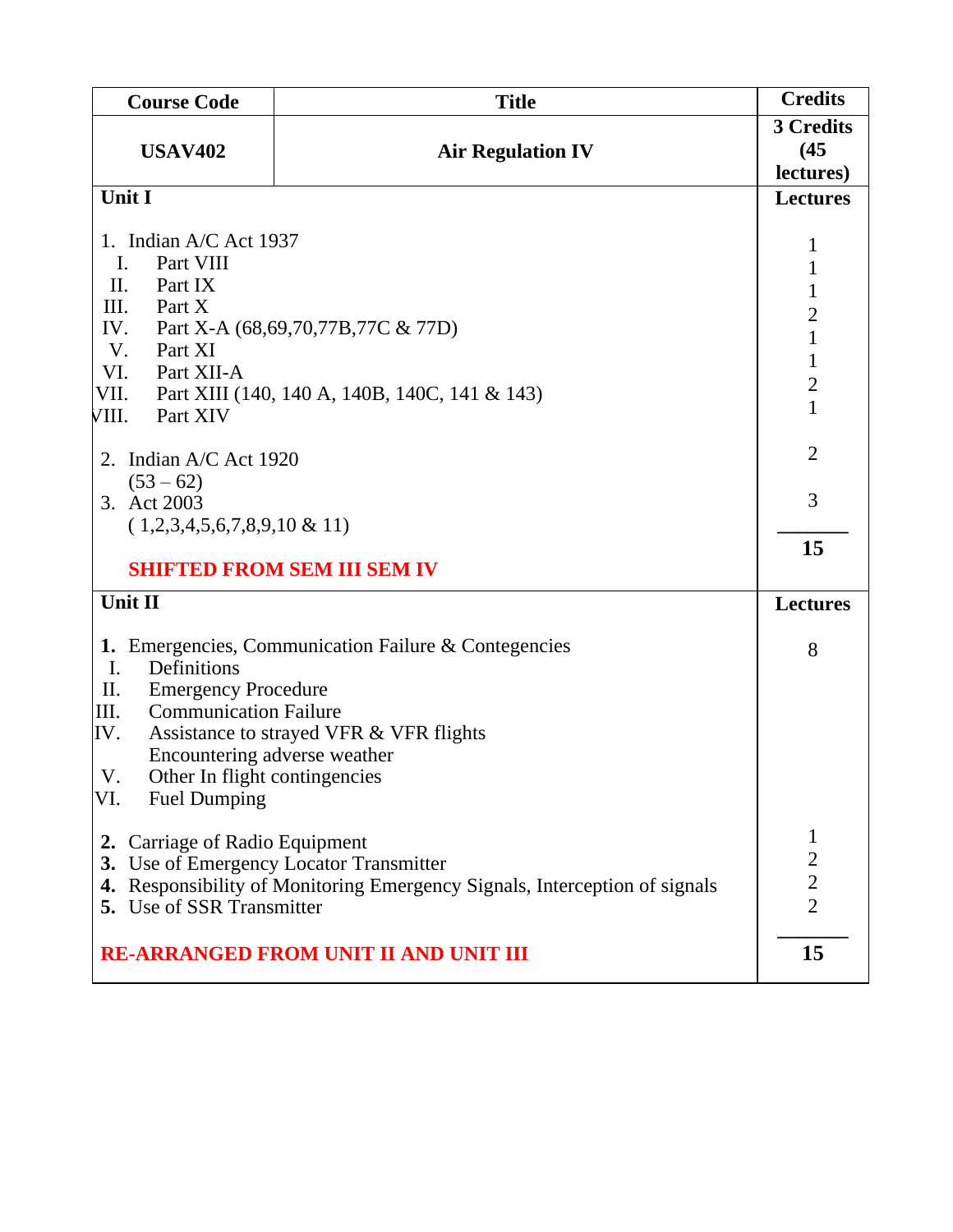| Course Code | Title | Credits |
|---|---|---|
| **USAV402** | **Air Regulation IV** | **3 Credits (45 lectures)** |
| **Unit I** | | **Lectures** |
| 1. Indian A/C Act 1937 | | |
| I. Part VIII | | 1 |
| II. Part IX | | 1 |
| III. Part X | | 1 |
| IV. Part X-A (68,69,70,77B,77C & 77D) | | 2 |
| V. Part XI | | 1 |
| VI. Part XII-A | | 1 |
| VII. Part XIII (140, 140 A, 140B, 140C, 141 & 143) | | 2 |
| VIII. Part XIV | | 1 |
| 2. Indian A/C Act 1920 (53 – 62) | | 2 |
| 3. Act 2003 ( 1,2,3,4,5,6,7,8,9,10 & 11) | | 3 |
| | | **15** |
| **SHIFTED FROM SEM III SEM IV** | | |
| **Unit II** | | **Lectures** |
| **1.** Emergencies, Communication Failure & Contegencies<br>I. Definitions<br>II. Emergency Procedure<br>III. Communication Failure<br>IV. Assistance to strayed VFR & VFR flights Encountering adverse weather<br>V. Other In flight contingencies<br>VI. Fuel Dumping | | 8 |
| **2.** Carriage of Radio Equipment | | 1 |
| **3.** Use of Emergency Locator Transmitter | | 2 |
| **4.** Responsibility of Monitoring Emergency Signals, Interception of signals | | 2 |
| **5.** Use of SSR Transmitter | | 2 |
| **RE-ARRANGED FROM UNIT II AND UNIT III** | | **15** |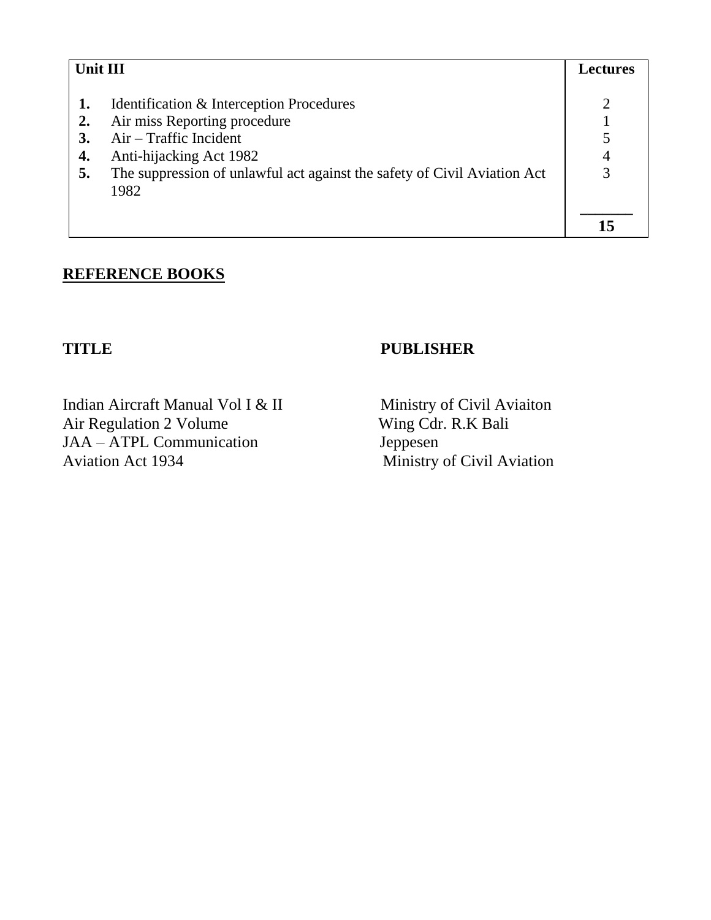| Unit III | | Lectures |
|---|---|---|
| **1.** | Identification & Interception Procedures | 2 |
| **2.** | Air miss Reporting procedure | 1 |
| **3.** | Air – Traffic Incident | 5 |
| **4.** | Anti-hijacking Act 1982 | 4 |
| **5.** | The suppression of unlawful act against the safety of Civil Aviation Act 1982 | 3 |
| | | **15** |

## REFERENCE BOOKS

| TITLE | PUBLISHER |
|---|---|
| Indian Aircraft Manual Vol I & II | Ministry of Civil Aviaiton |
| Air Regulation 2 Volume | Wing Cdr. R.K Bali |
| JAA – ATPL Communication | Jeppesen |
| Aviation Act 1934 | Ministry of Civil Aviation |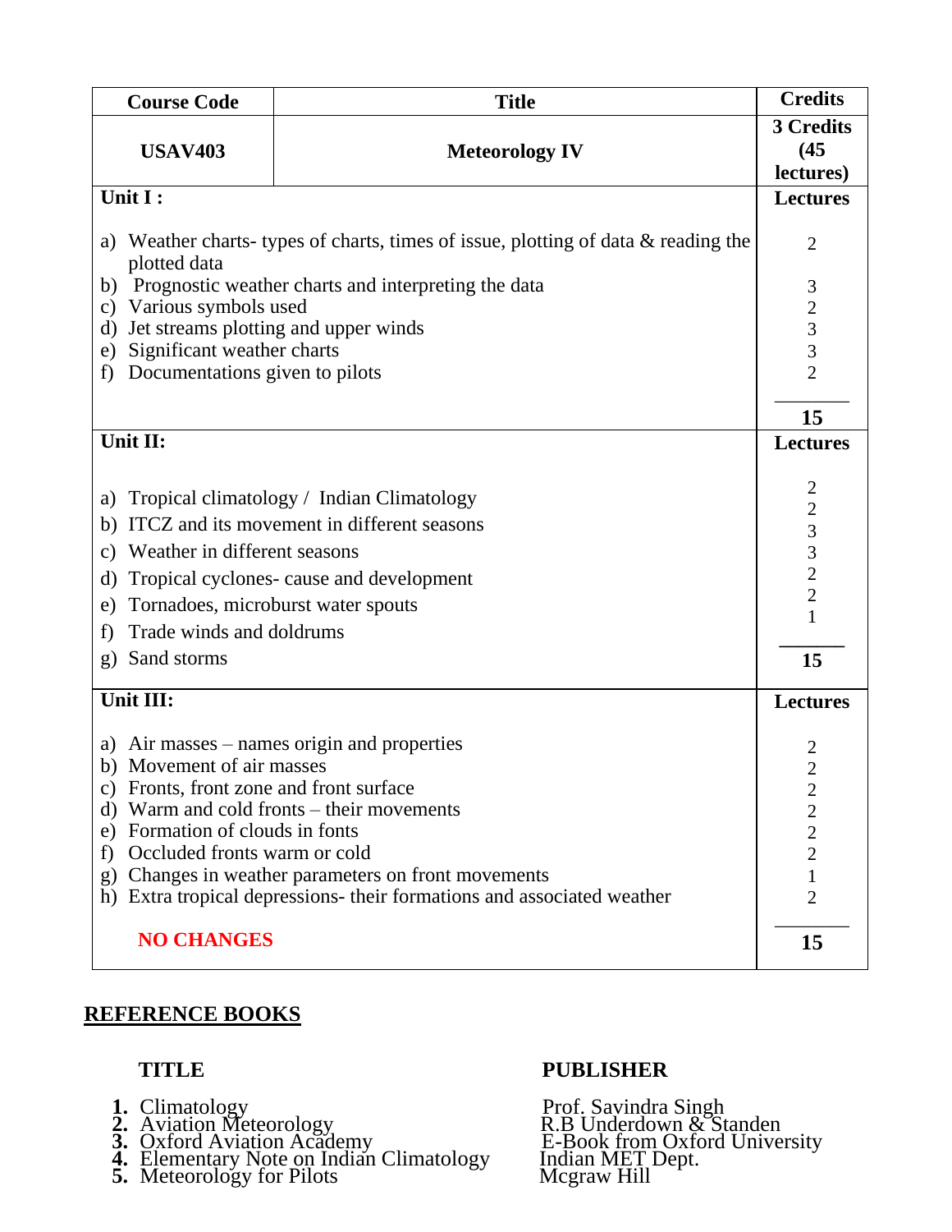| Course Code | Title | Credits |
|---|---|---|
| **USAV403** | **Meteorology IV** | **3 Credits (45 lectures)** |
| **Unit I :** | | **Lectures** |
| a) Weather charts- types of charts, times of issue, plotting of data & reading the plotted data | | 2 |
| b) Prognostic weather charts and interpreting the data | | 3 |
| c) Various symbols used | | 2 |
| d) Jet streams plotting and upper winds | | 3 |
| e) Significant weather charts | | 3 |
| f) Documentations given to pilots | | 2 |
| | | **15** |
| **Unit II:** | | **Lectures** |
| a) Tropical climatology / Indian Climatology | | 2 |
| b) ITCZ and its movement in different seasons | | 2 |
| c) Weather in different seasons | | 3 |
| d) Tropical cyclones- cause and development | | 3 |
| e) Tornadoes, microburst water spouts | | 2 |
| f) Trade winds and doldrums | | 2 |
| g) Sand storms | | 1 |
| | | **15** |
| **Unit III:** | | **Lectures** |
| a) Air masses – names origin and properties | | 2 |
| b) Movement of air masses | | 2 |
| c) Fronts, front zone and front surface | | 2 |
| d) Warm and cold fronts – their movements | | 2 |
| e) Formation of clouds in fonts | | 2 |
| f) Occluded fronts warm or cold | | 2 |
| g) Changes in weather parameters on front movements | | 1 |
| h) Extra tropical depressions- their formations and associated weather | | 2 |
| **NO CHANGES** | | **15** |

## REFERENCE BOOKS

| TITLE | PUBLISHER |
|---|---|
| 1. Climatology | Prof. Savindra Singh |
| 2. Aviation Meteorology | R.B Underdown & Standen |
| 3. Oxford Aviation Academy | E-Book from Oxford University |
| 4. Elementary Note on Indian Climatology | Indian MET Dept. |
| 5. Meteorology for Pilots | Mcgraw Hill |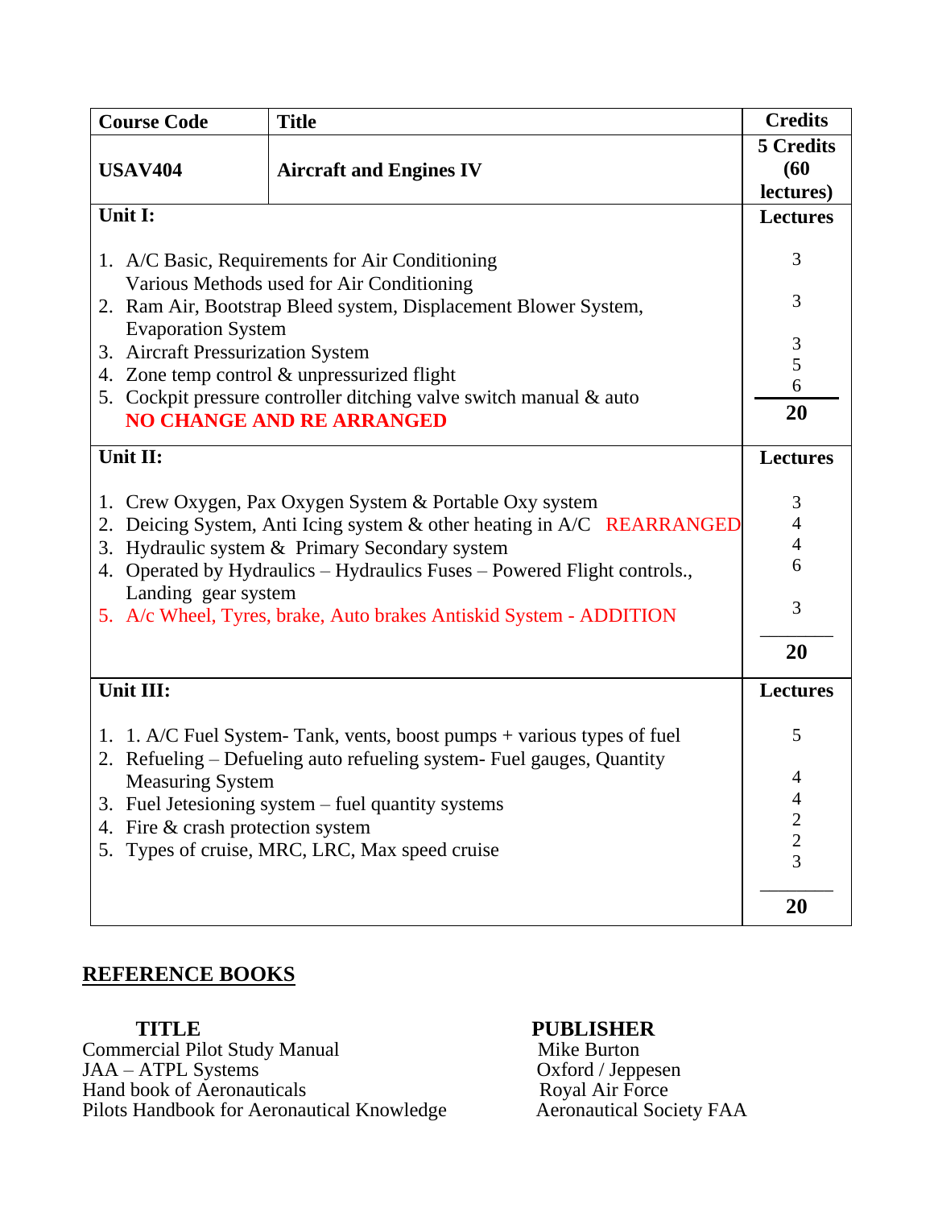| Course Code | Title | Credits |
|---|---|---|
| **USAV404** | **Aircraft and Engines IV** | **5 Credits (60 lectures)** |
| **Unit I:** | | **Lectures** |
| 1. A/C Basic, Requirements for Air Conditioning Various Methods used for Air Conditioning<br>2. Ram Air, Bootstrap Bleed system, Displacement Blower System, Evaporation System<br>3. Aircraft Pressurization System<br>4. Zone temp control & unpressurized flight<br>5. Cockpit pressure controller ditching valve switch manual & auto<br>**NO CHANGE AND RE ARRANGED** | | 3<br>3<br>3<br>5<br>6<br>**20** |
| **Unit II:** | | **Lectures** |
| 1. Crew Oxygen, Pax Oxygen System & Portable Oxy system<br>2. Deicing System, Anti Icing system & other heating in A/C REARRANGED<br>3. Hydraulic system & Primary Secondary system<br>4. Operated by Hydraulics – Hydraulics Fuses – Powered Flight controls., Landing gear system<br>5. A/c Wheel, Tyres, brake, Auto brakes Antiskid System - ADDITION | | 3<br>4<br>4<br>6<br>3<br>**20** |
| **Unit III:** | | **Lectures** |
| 1. 1. A/C Fuel System- Tank, vents, boost pumps + various types of fuel<br>2. Refueling – Defueling auto refueling system- Fuel gauges, Quantity Measuring System<br>3. Fuel Jetesioning system – fuel quantity systems<br>4. Fire & crash protection system<br>5. Types of cruise, MRC, LRC, Max speed cruise | | 5<br>4<br>4<br>2<br>2<br>3<br>**20** |

## REFERENCE BOOKS

| TITLE | PUBLISHER |
|---|---|
| Commercial Pilot Study Manual | Mike Burton |
| JAA – ATPL Systems | Oxford / Jeppesen |
| Hand book of Aeronauticals | Royal Air Force |
| Pilots Handbook for Aeronautical Knowledge | Aeronautical Society FAA |